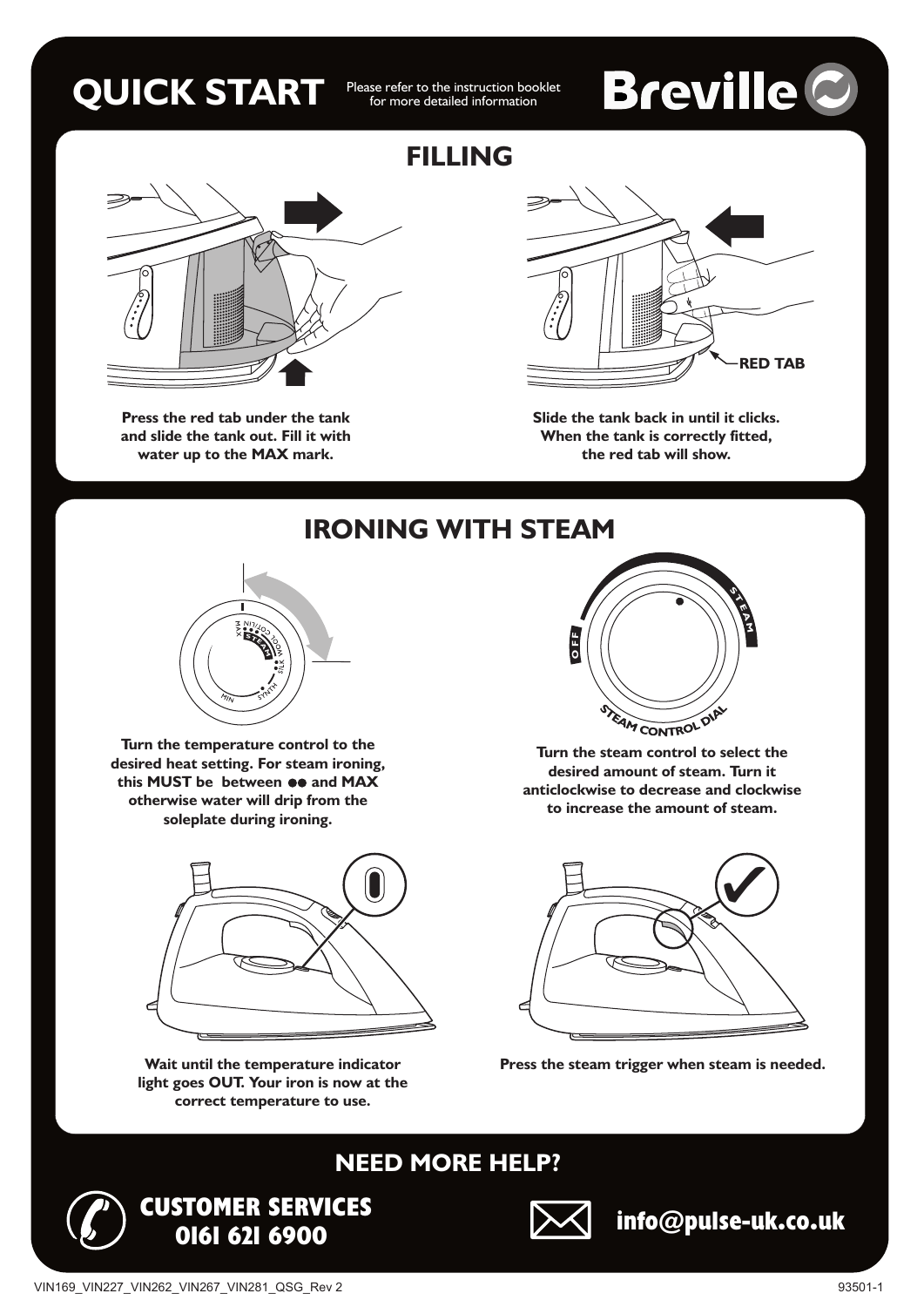# QUICK START

Please refer to the instruction booklet for more detailed information

**Breville**

## FILLING

RED TAB

**Press the red tab under the tank and slide the tank out. Fill it with water up to the MAX mark.**

**Slide the tank back in until it clicks. When the tank is correctly fitted, the red tab will show.**

## IRONING WITH STEAM

**Turn the temperature control to the desired heat setting. For steam ironing, this MUST be between ●● and MAX otherwise water will drip from the soleplate during ironing.**

OFF

STEAM

STEAM CONTROL DIAL

**Turn the steam control to select the desired amount of steam. Turn it anticlockwise to decrease and clockwise to increase the amount of steam.**

**Wait until the temperature indicator light goes OUT. Your iron is now at the correct temperature to use.**

**Press the steam trigger when steam is needed.**

## NEED MORE HELP?

**CUSTOMER SERVICES 0161 621 6900**

**info@pulse-uk.co.uk**

VIN169_VIN227_VIN262_VIN267_VIN281_QSG_Rev 2

93501-1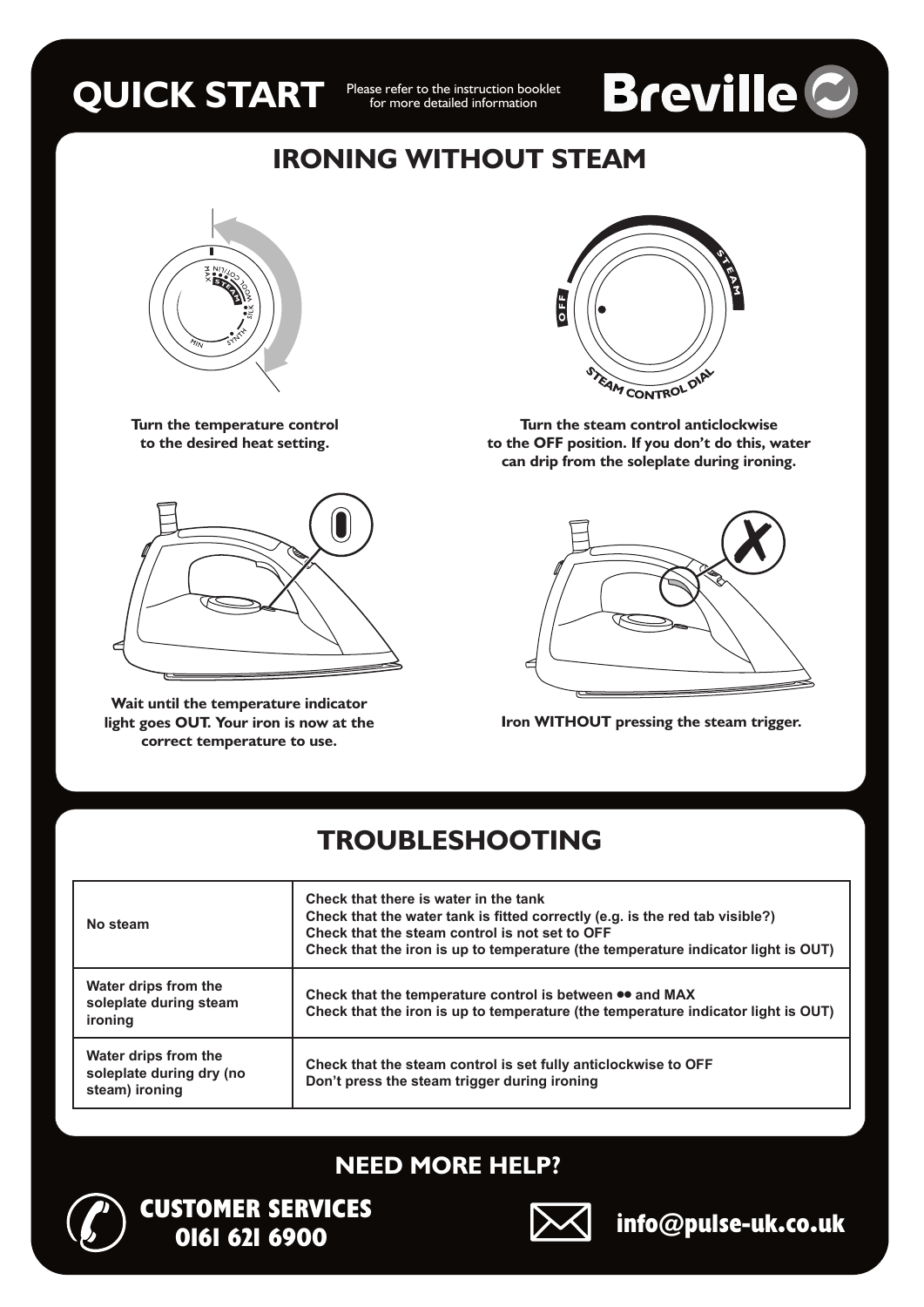# QUICK START

Please refer to the instruction booklet for more detailed information

Breville

## IRONING WITHOUT STEAM

MAX COT/LIN WOOL SILK SYNTH STEAM MIN

**Turn the temperature control to the desired heat setting.**

OFF STEAM STEAM CONTROL DIAL

**Turn the steam control anticlockwise to the OFF position. If you don't do this, water can drip from the soleplate during ironing.**

**Wait until the temperature indicator light goes OUT. Your iron is now at the correct temperature to use.**

**Iron WITHOUT pressing the steam trigger.**

## TROUBLESHOOTING

| | |
|---|---|
| No steam | Check that there is water in the tank<br>Check that the water tank is fitted correctly (e.g. is the red tab visible?)<br>Check that the steam control is not set to OFF<br>Check that the iron is up to temperature (the temperature indicator light is OUT) |
| Water drips from the soleplate during steam ironing | Check that the temperature control is between •• and MAX<br>Check that the iron is up to temperature (the temperature indicator light is OUT) |
| Water drips from the soleplate during dry (no steam) ironing | Check that the steam control is set fully anticlockwise to OFF<br>Don't press the steam trigger during ironing |

## NEED MORE HELP?

**CUSTOMER SERVICES 0161 621 6900**

**info@pulse-uk.co.uk**